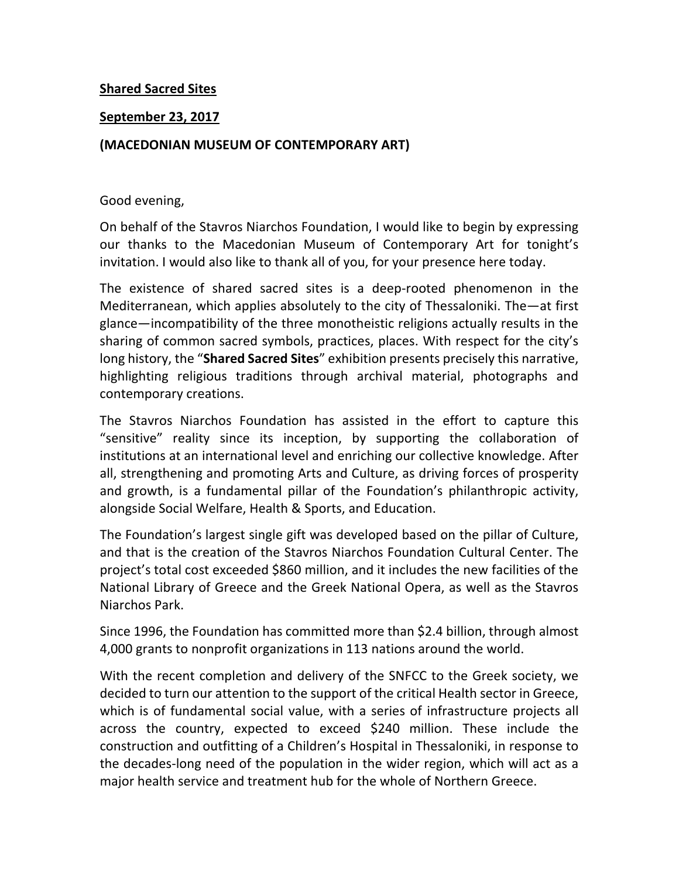**Shared Sacred Sites**

**September 23, 2017**

**(MACEDONIAN MUSEUM OF CONTEMPORARY ART)**

Good evening,

On behalf of the Stavros Niarchos Foundation, I would like to begin by expressing our thanks to the Macedonian Museum of Contemporary Art for tonight's invitation. I would also like to thank all of you, for your presence here today.

The existence of shared sacred sites is a deep-rooted phenomenon in the Mediterranean, which applies absolutely to the city of Thessaloniki. The—at first glance—incompatibility of the three monotheistic religions actually results in the sharing of common sacred symbols, practices, places. With respect for the city's long history, the "**Shared Sacred Sites**" exhibition presents precisely this narrative, highlighting religious traditions through archival material, photographs and contemporary creations.

The Stavros Niarchos Foundation has assisted in the effort to capture this "sensitive" reality since its inception, by supporting the collaboration of institutions at an international level and enriching our collective knowledge. After all, strengthening and promoting Arts and Culture, as driving forces of prosperity and growth, is a fundamental pillar of the Foundation's philanthropic activity, alongside Social Welfare, Health & Sports, and Education.

The Foundation's largest single gift was developed based on the pillar of Culture, and that is the creation of the Stavros Niarchos Foundation Cultural Center. The project's total cost exceeded $860 million, and it includes the new facilities of the National Library of Greece and the Greek National Opera, as well as the Stavros Niarchos Park.

Since 1996, the Foundation has committed more than $2.4 billion, through almost 4,000 grants to nonprofit organizations in 113 nations around the world.

With the recent completion and delivery of the SNFCC to the Greek society, we decided to turn our attention to the support of the critical Health sector in Greece, which is of fundamental social value, with a series of infrastructure projects all across the country, expected to exceed $240 million. These include the construction and outfitting of a Children's Hospital in Thessaloniki, in response to the decades-long need of the population in the wider region, which will act as a major health service and treatment hub for the whole of Northern Greece.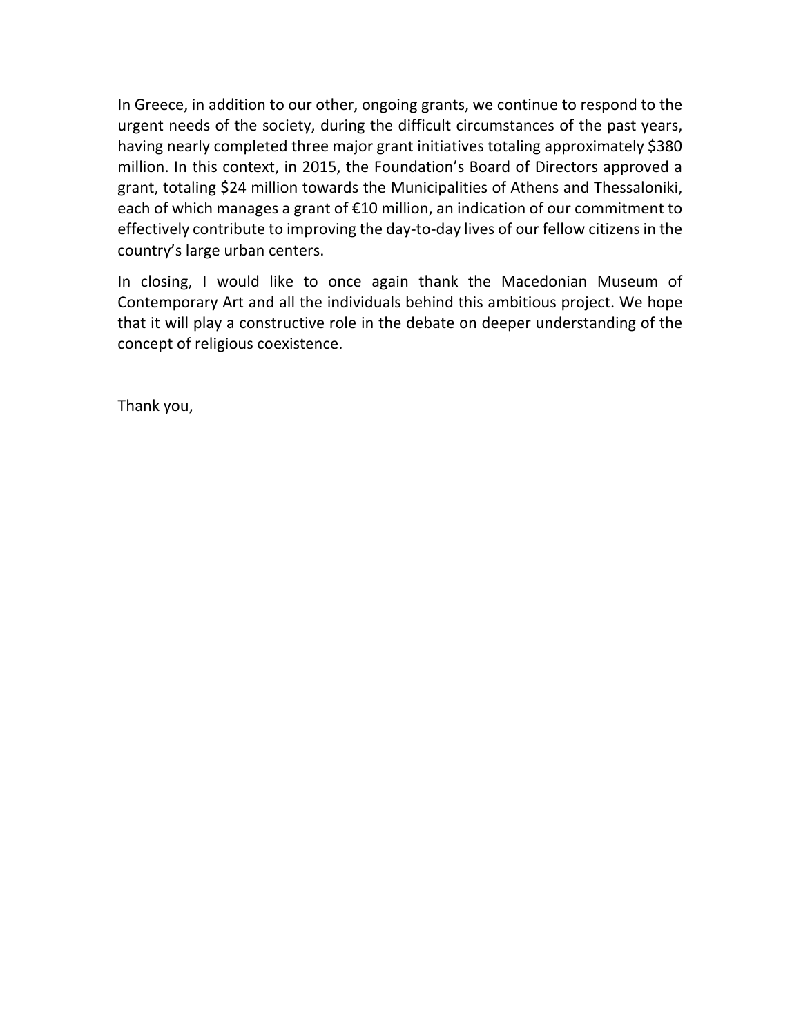In Greece, in addition to our other, ongoing grants, we continue to respond to the urgent needs of the society, during the difficult circumstances of the past years, having nearly completed three major grant initiatives totaling approximately $380 million. In this context, in 2015, the Foundation's Board of Directors approved a grant, totaling $24 million towards the Municipalities of Athens and Thessaloniki, each of which manages a grant of €10 million, an indication of our commitment to effectively contribute to improving the day-to-day lives of our fellow citizens in the country's large urban centers.

In closing, I would like to once again thank the Macedonian Museum of Contemporary Art and all the individuals behind this ambitious project. We hope that it will play a constructive role in the debate on deeper understanding of the concept of religious coexistence.

Thank you,